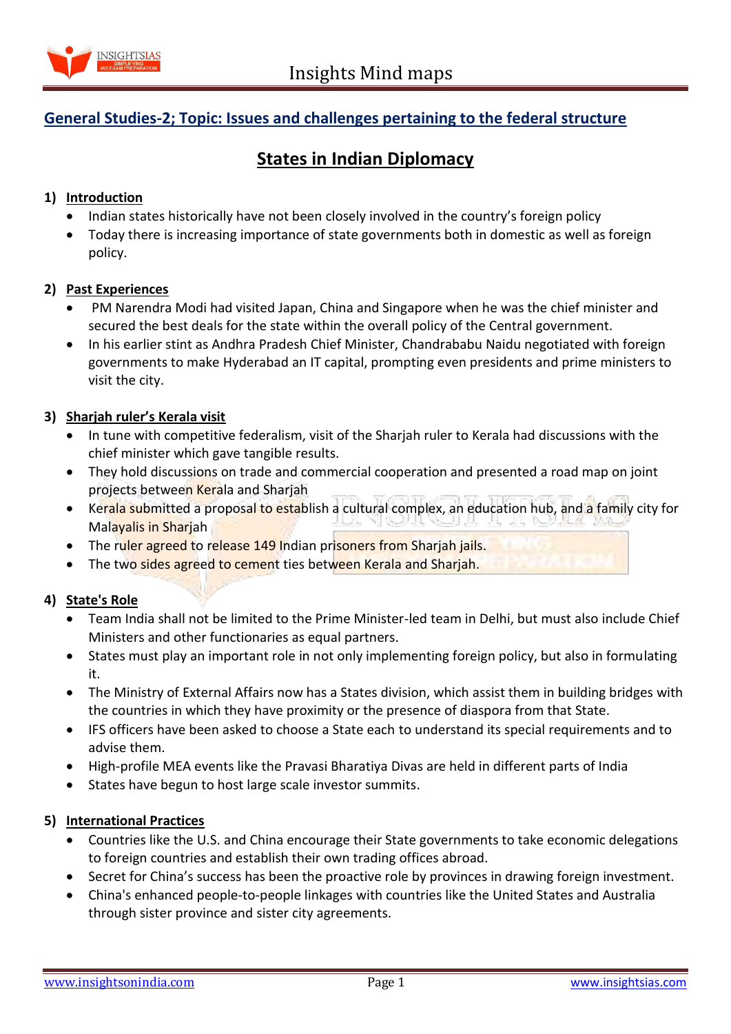## General Studies-2; Topic: Issues and challenges pertaining to the federal structure

# States in Indian Diplomacy

### 1) Introduction

- Indian states historically have not been closely involved in the country's foreign policy
- Today there is increasing importance of state governments both in domestic as well as foreign policy.

### 2) Past Experiences

- PM Narendra Modi had visited Japan, China and Singapore when he was the chief minister and secured the best deals for the state within the overall policy of the Central government.
- In his earlier stint as Andhra Pradesh Chief Minister, Chandrababu Naidu negotiated with foreign governments to make Hyderabad an IT capital, prompting even presidents and prime ministers to visit the city.

### 3) Sharjah ruler's Kerala visit

- In tune with competitive federalism, visit of the Sharjah ruler to Kerala had discussions with the chief minister which gave tangible results.
- They hold discussions on trade and commercial cooperation and presented a road map on joint projects between Kerala and Sharjah
- Kerala submitted a proposal to establish a cultural complex, an education hub, and a family city for Malayalis in Sharjah
- The ruler agreed to release 149 Indian prisoners from Sharjah jails.
- The two sides agreed to cement ties between Kerala and Sharjah.

### 4) State's Role

- Team India shall not be limited to the Prime Minister-led team in Delhi, but must also include Chief Ministers and other functionaries as equal partners.
- States must play an important role in not only implementing foreign policy, but also in formulating it.
- The Ministry of External Affairs now has a States division, which assist them in building bridges with the countries in which they have proximity or the presence of diaspora from that State.
- IFS officers have been asked to choose a State each to understand its special requirements and to advise them.
- High-profile MEA events like the Pravasi Bharatiya Divas are held in different parts of India
- States have begun to host large scale investor summits.

### 5) International Practices

- Countries like the U.S. and China encourage their State governments to take economic delegations to foreign countries and establish their own trading offices abroad.
- Secret for China's success has been the proactive role by provinces in drawing foreign investment.
- China's enhanced people-to-people linkages with countries like the United States and Australia through sister province and sister city agreements.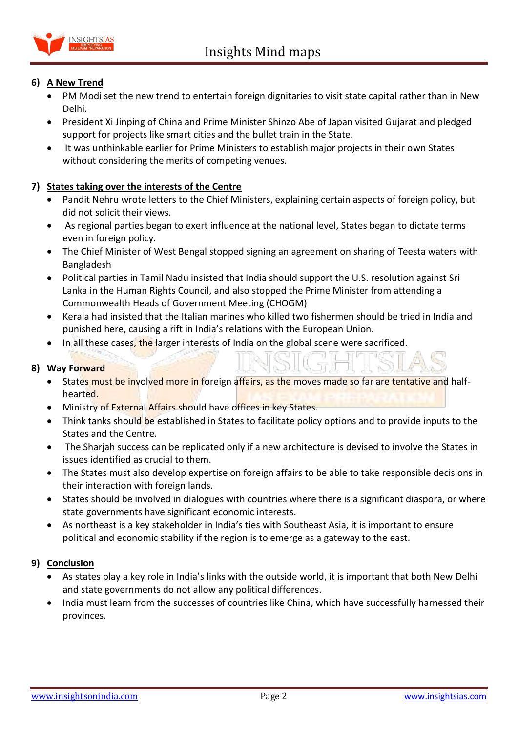### 6) A New Trend

- PM Modi set the new trend to entertain foreign dignitaries to visit state capital rather than in New Delhi.
- President Xi Jinping of China and Prime Minister Shinzo Abe of Japan visited Gujarat and pledged support for projects like smart cities and the bullet train in the State.
- It was unthinkable earlier for Prime Ministers to establish major projects in their own States without considering the merits of competing venues.

### 7) States taking over the interests of the Centre

- Pandit Nehru wrote letters to the Chief Ministers, explaining certain aspects of foreign policy, but did not solicit their views.
- As regional parties began to exert influence at the national level, States began to dictate terms even in foreign policy.
- The Chief Minister of West Bengal stopped signing an agreement on sharing of Teesta waters with Bangladesh
- Political parties in Tamil Nadu insisted that India should support the U.S. resolution against Sri Lanka in the Human Rights Council, and also stopped the Prime Minister from attending a Commonwealth Heads of Government Meeting (CHOGM)
- Kerala had insisted that the Italian marines who killed two fishermen should be tried in India and punished here, causing a rift in India's relations with the European Union.
- In all these cases, the larger interests of India on the global scene were sacrificed.

### 8) Way Forward

- States must be involved more in foreign affairs, as the moves made so far are tentative and half-hearted.
- Ministry of External Affairs should have offices in key States.
- Think tanks should be established in States to facilitate policy options and to provide inputs to the States and the Centre.
- The Sharjah success can be replicated only if a new architecture is devised to involve the States in issues identified as crucial to them.
- The States must also develop expertise on foreign affairs to be able to take responsible decisions in their interaction with foreign lands.
- States should be involved in dialogues with countries where there is a significant diaspora, or where state governments have significant economic interests.
- As northeast is a key stakeholder in India's ties with Southeast Asia, it is important to ensure political and economic stability if the region is to emerge as a gateway to the east.

### 9) Conclusion

- As states play a key role in India's links with the outside world, it is important that both New Delhi and state governments do not allow any political differences.
- India must learn from the successes of countries like China, which have successfully harnessed their provinces.